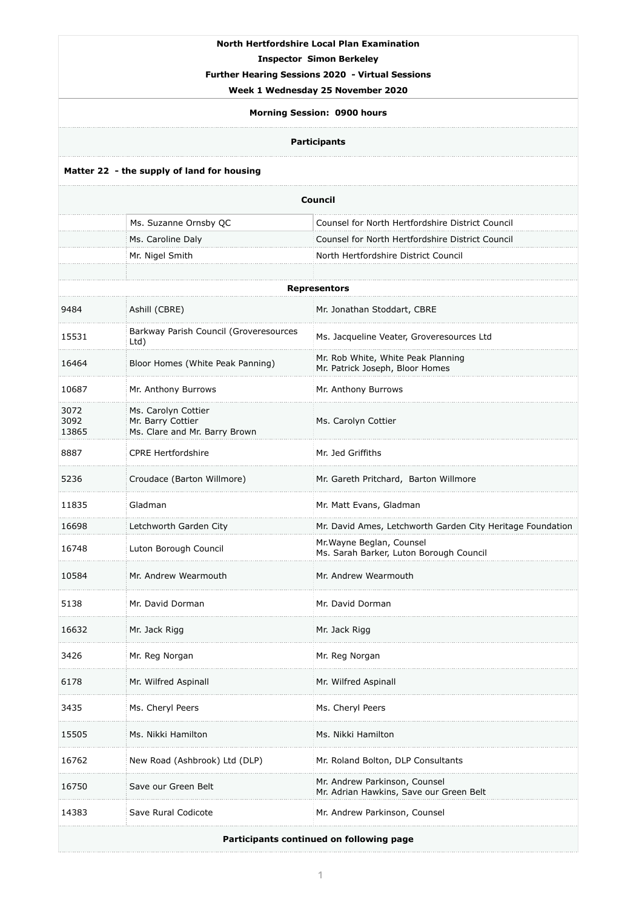**North Hertfordshire Local Plan Examination**

**Inspector Simon Berkeley**

**Further Hearing Sessions 2020 - Virtual Sessions**

**Week 1 Wednesday 25 November 2020**

**Morning Session: 0900 hours**

**Participants**

**Matter 22 - the supply of land for housing**

| | | |
|---|---|---|
| | **Council** | |
| | Ms. Suzanne Ornsby QC | Counsel for North Hertfordshire District Council |
| | Ms. Caroline Daly | Counsel for North Hertfordshire District Council |
| | Mr. Nigel Smith | North Hertfordshire District Council |
| | | |
| | **Representors** | |
| 9484 | Ashill (CBRE) | Mr. Jonathan Stoddart, CBRE |
| 15531 | Barkway Parish Council (Groveresources Ltd) | Ms. Jacqueline Veater, Groveresources Ltd |
| 16464 | Bloor Homes (White Peak Panning) | Mr. Rob White, White Peak Planning<br>Mr. Patrick Joseph, Bloor Homes |
| 10687 | Mr. Anthony Burrows | Mr. Anthony Burrows |
| 3072<br>3092<br>13865 | Ms. Carolyn Cottier<br>Mr. Barry Cottier<br>Ms. Clare and Mr. Barry Brown | Ms. Carolyn Cottier |
| 8887 | CPRE Hertfordshire | Mr. Jed Griffiths |
| 5236 | Croudace (Barton Willmore) | Mr. Gareth Pritchard, Barton Willmore |
| 11835 | Gladman | Mr. Matt Evans, Gladman |
| 16698 | Letchworth Garden City | Mr. David Ames, Letchworth Garden City Heritage Foundation |
| 16748 | Luton Borough Council | Mr.Wayne Beglan, Counsel<br>Ms. Sarah Barker, Luton Borough Council |
| 10584 | Mr. Andrew Wearmouth | Mr. Andrew Wearmouth |
| 5138 | Mr. David Dorman | Mr. David Dorman |
| 16632 | Mr. Jack Rigg | Mr. Jack Rigg |
| 3426 | Mr. Reg Norgan | Mr. Reg Norgan |
| 6178 | Mr. Wilfred Aspinall | Mr. Wilfred Aspinall |
| 3435 | Ms. Cheryl Peers | Ms. Cheryl Peers |
| 15505 | Ms. Nikki Hamilton | Ms. Nikki Hamilton |
| 16762 | New Road (Ashbrook) Ltd (DLP) | Mr. Roland Bolton, DLP Consultants |
| 16750 | Save our Green Belt | Mr. Andrew Parkinson, Counsel<br>Mr. Adrian Hawkins, Save our Green Belt |
| 14383 | Save Rural Codicote | Mr. Andrew Parkinson, Counsel |

**Participants continued on following page**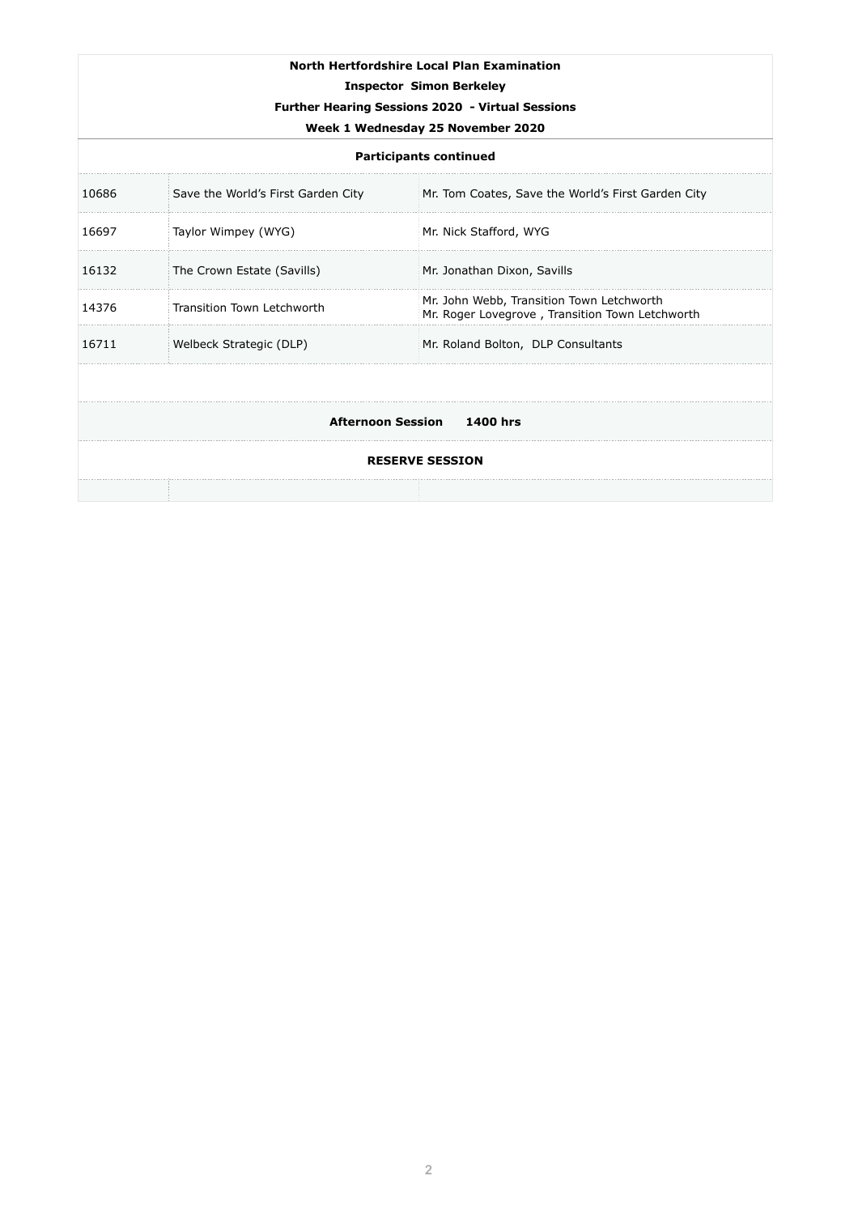**North Hertfordshire Local Plan Examination**

**Inspector Simon Berkeley**

**Further Hearing Sessions 2020 - Virtual Sessions**

**Week 1 Wednesday 25 November 2020**

**Participants continued**

| | | |
|---|---|---|
| 10686 | Save the World's First Garden City | Mr. Tom Coates, Save the World's First Garden City |
| 16697 | Taylor Wimpey (WYG) | Mr. Nick Stafford, WYG |
| 16132 | The Crown Estate (Savills) | Mr. Jonathan Dixon, Savills |
| 14376 | Transition Town Letchworth | Mr. John Webb, Transition Town Letchworth<br>Mr. Roger Lovegrove , Transition Town Letchworth |
| 16711 | Welbeck Strategic (DLP) | Mr. Roland Bolton, DLP Consultants |

**Afternoon Session 1400 hrs**

**RESERVE SESSION**